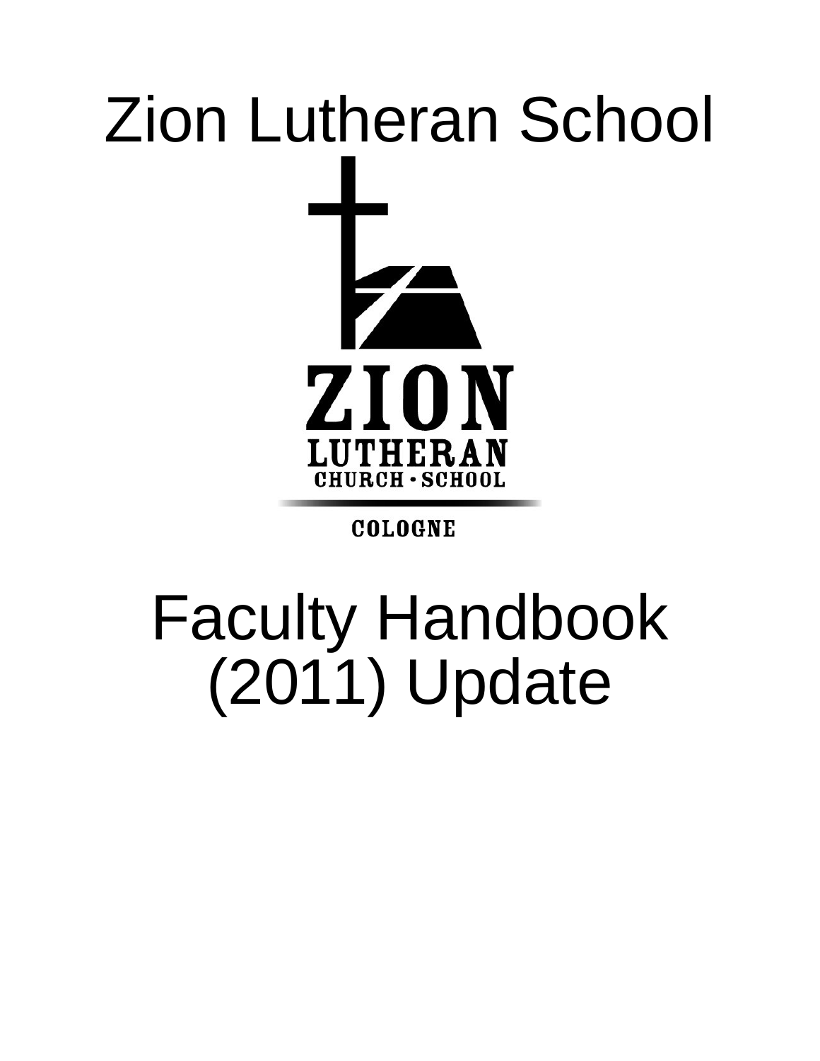# Zion Lutheran School

ZION
LUTHERAN
CHURCH • SCHOOL

COLOGNE

# Faculty Handbook (2011) Update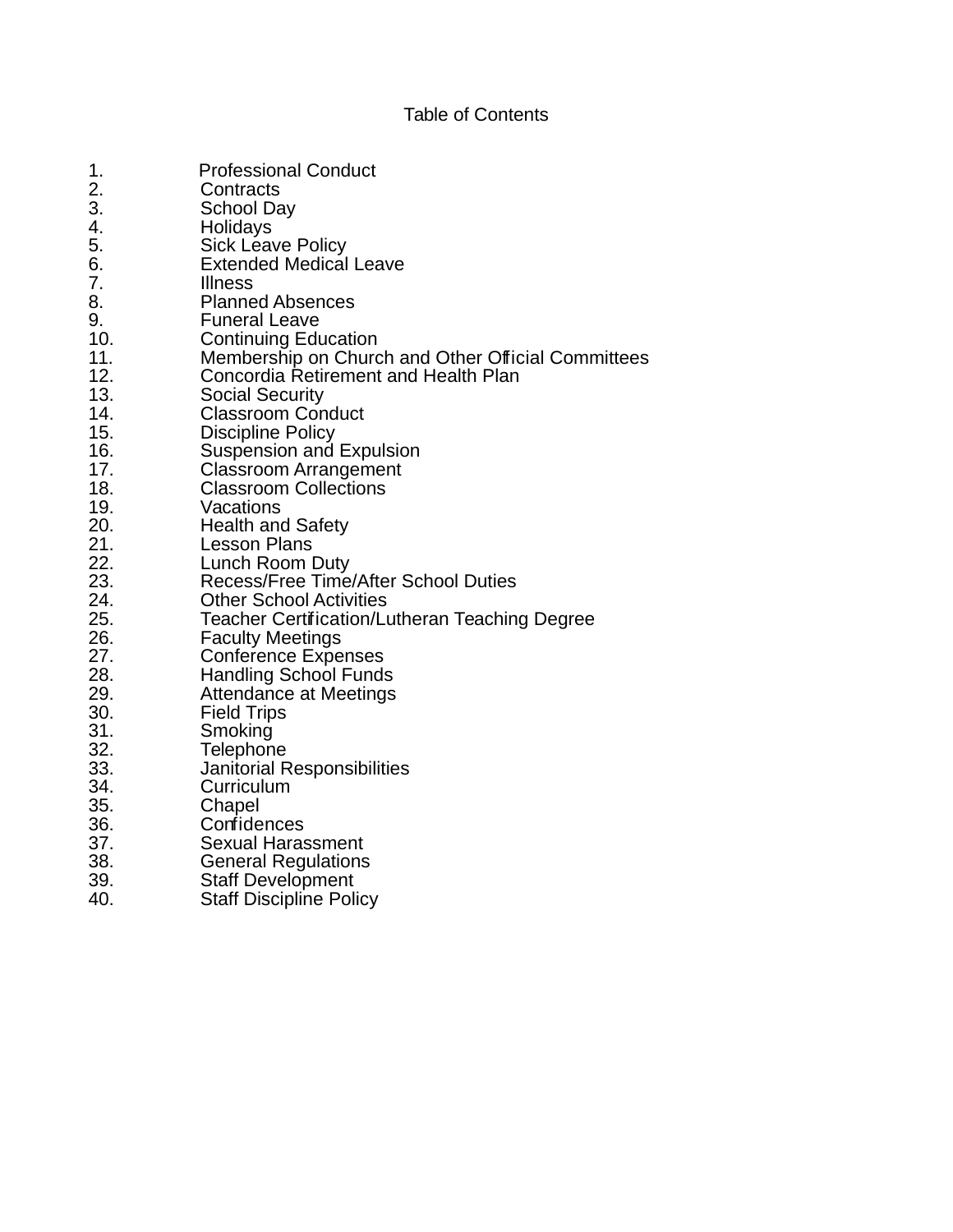# Table of Contents

1. Professional Conduct
2. Contracts
3. School Day
4. Holidays
5. Sick Leave Policy
6. Extended Medical Leave
7. Illness
8. Planned Absences
9. Funeral Leave
10. Continuing Education
11. Membership on Church and Other Official Committees
12. Concordia Retirement and Health Plan
13. Social Security
14. Classroom Conduct
15. Discipline Policy
16. Suspension and Expulsion
17. Classroom Arrangement
18. Classroom Collections
19. Vacations
20. Health and Safety
21. Lesson Plans
22. Lunch Room Duty
23. Recess/Free Time/After School Duties
24. Other School Activities
25. Teacher Certification/Lutheran Teaching Degree
26. Faculty Meetings
27. Conference Expenses
28. Handling School Funds
29. Attendance at Meetings
30. Field Trips
31. Smoking
32. Telephone
33. Janitorial Responsibilities
34. Curriculum
35. Chapel
36. Confidences
37. Sexual Harassment
38. General Regulations
39. Staff Development
40. Staff Discipline Policy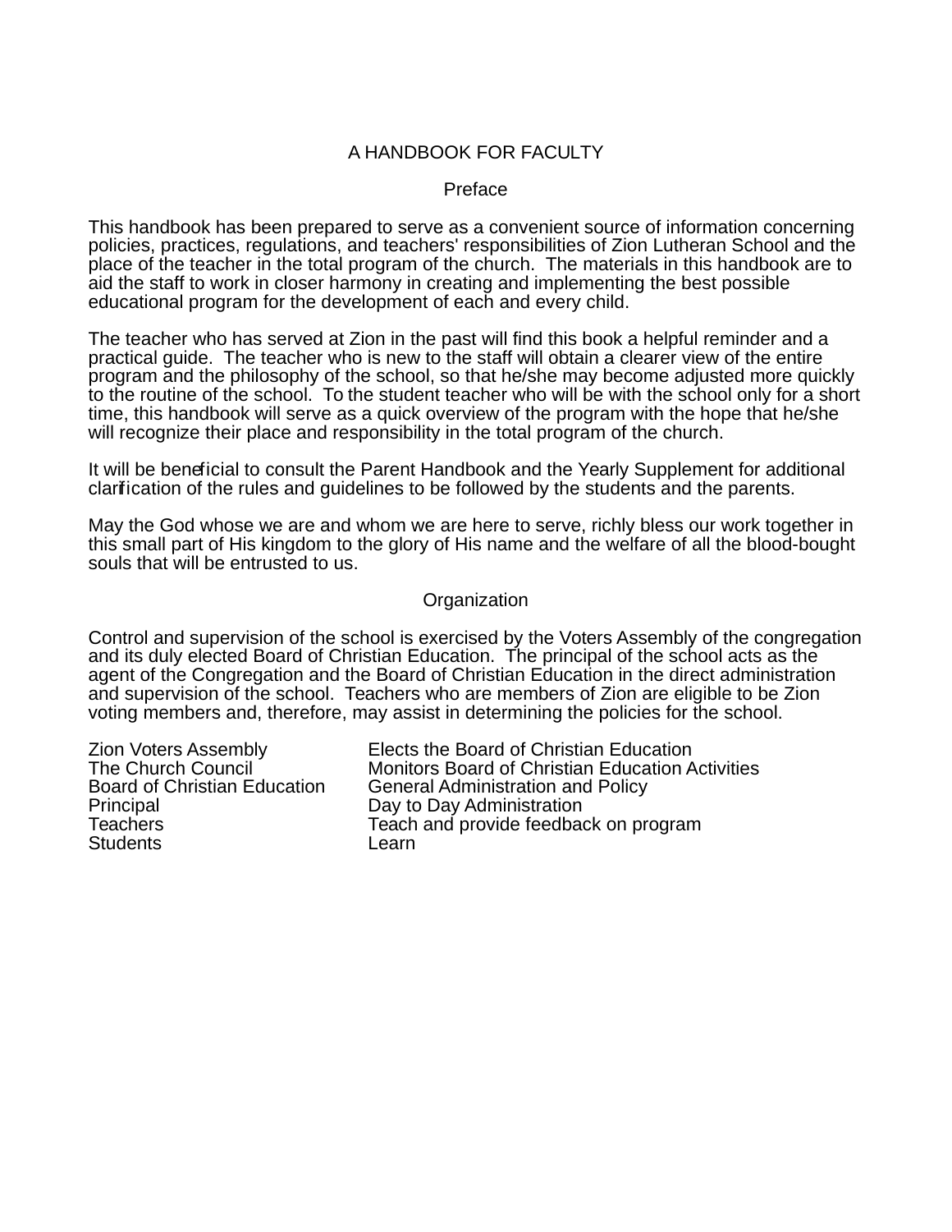# A HANDBOOK FOR FACULTY

## Preface

This handbook has been prepared to serve as a convenient source of information concerning policies, practices, regulations, and teachers' responsibilities of Zion Lutheran School and the place of the teacher in the total program of the church. The materials in this handbook are to aid the staff to work in closer harmony in creating and implementing the best possible educational program for the development of each and every child.

The teacher who has served at Zion in the past will find this book a helpful reminder and a practical guide. The teacher who is new to the staff will obtain a clearer view of the entire program and the philosophy of the school, so that he/she may become adjusted more quickly to the routine of the school. To the student teacher who will be with the school only for a short time, this handbook will serve as a quick overview of the program with the hope that he/she will recognize their place and responsibility in the total program of the church.

It will be beneficial to consult the Parent Handbook and the Yearly Supplement for additional clarification of the rules and guidelines to be followed by the students and the parents.

May the God whose we are and whom we are here to serve, richly bless our work together in this small part of His kingdom to the glory of His name and the welfare of all the blood-bought souls that will be entrusted to us.

## Organization

Control and supervision of the school is exercised by the Voters Assembly of the congregation and its duly elected Board of Christian Education. The principal of the school acts as the agent of the Congregation and the Board of Christian Education in the direct administration and supervision of the school. Teachers who are members of Zion are eligible to be Zion voting members and, therefore, may assist in determining the policies for the school.

| | |
|---|---|
| Zion Voters Assembly | Elects the Board of Christian Education |
| The Church Council | Monitors Board of Christian Education Activities |
| Board of Christian Education | General Administration and Policy |
| Principal | Day to Day Administration |
| Teachers | Teach and provide feedback on program |
| Students | Learn |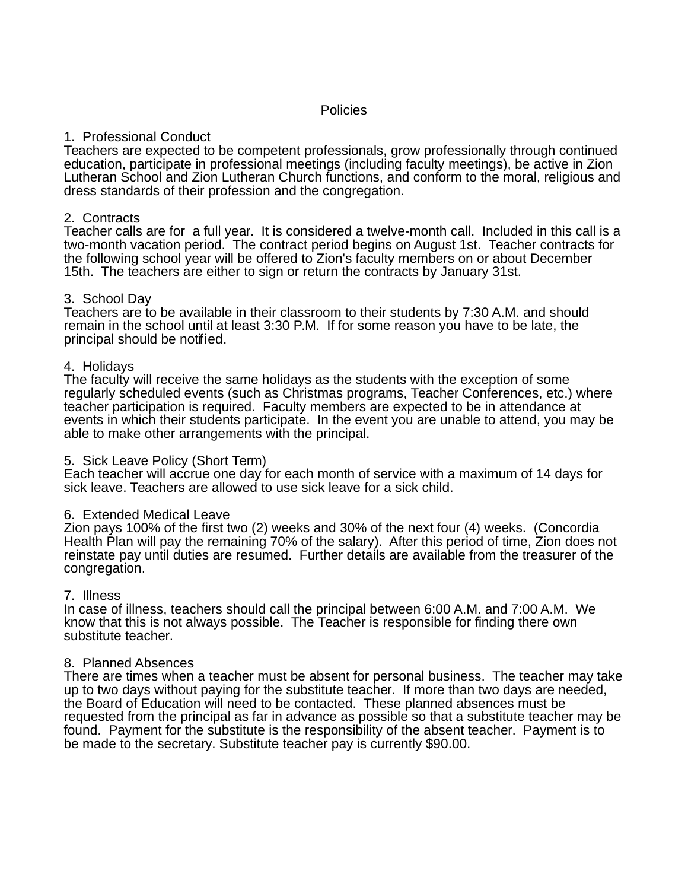# Policies

## 1. Professional Conduct

Teachers are expected to be competent professionals, grow professionally through continued education, participate in professional meetings (including faculty meetings), be active in Zion Lutheran School and Zion Lutheran Church functions, and conform to the moral, religious and dress standards of their profession and the congregation.

## 2. Contracts

Teacher calls are for a full year. It is considered a twelve-month call. Included in this call is a two-month vacation period. The contract period begins on August 1st. Teacher contracts for the following school year will be offered to Zion's faculty members on or about December 15th. The teachers are either to sign or return the contracts by January 31st.

## 3. School Day

Teachers are to be available in their classroom to their students by 7:30 A.M. and should remain in the school until at least 3:30 P.M. If for some reason you have to be late, the principal should be notified.

## 4. Holidays

The faculty will receive the same holidays as the students with the exception of some regularly scheduled events (such as Christmas programs, Teacher Conferences, etc.) where teacher participation is required. Faculty members are expected to be in attendance at events in which their students participate. In the event you are unable to attend, you may be able to make other arrangements with the principal.

## 5. Sick Leave Policy (Short Term)

Each teacher will accrue one day for each month of service with a maximum of 14 days for sick leave. Teachers are allowed to use sick leave for a sick child.

## 6. Extended Medical Leave

Zion pays 100% of the first two (2) weeks and 30% of the next four (4) weeks. (Concordia Health Plan will pay the remaining 70% of the salary). After this period of time, Zion does not reinstate pay until duties are resumed. Further details are available from the treasurer of the congregation.

## 7. Illness

In case of illness, teachers should call the principal between 6:00 A.M. and 7:00 A.M. We know that this is not always possible. The Teacher is responsible for finding there own substitute teacher.

## 8. Planned Absences

There are times when a teacher must be absent for personal business. The teacher may take up to two days without paying for the substitute teacher. If more than two days are needed, the Board of Education will need to be contacted. These planned absences must be requested from the principal as far in advance as possible so that a substitute teacher may be found. Payment for the substitute is the responsibility of the absent teacher. Payment is to be made to the secretary. Substitute teacher pay is currently $90.00.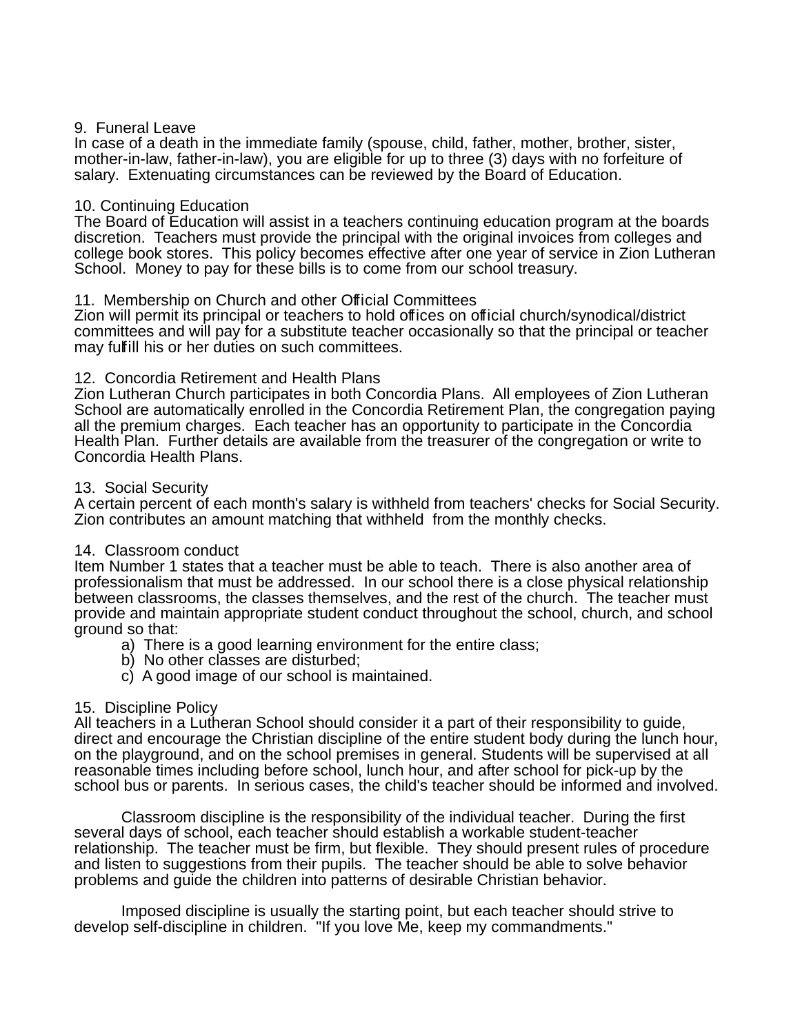## 9. Funeral Leave

In case of a death in the immediate family (spouse, child, father, mother, brother, sister, mother-in-law, father-in-law), you are eligible for up to three (3) days with no forfeiture of salary. Extenuating circumstances can be reviewed by the Board of Education.

## 10. Continuing Education

The Board of Education will assist in a teachers continuing education program at the boards discretion. Teachers must provide the principal with the original invoices from colleges and college book stores. This policy becomes effective after one year of service in Zion Lutheran School. Money to pay for these bills is to come from our school treasury.

## 11. Membership on Church and other Official Committees

Zion will permit its principal or teachers to hold offices on official church/synodical/district committees and will pay for a substitute teacher occasionally so that the principal or teacher may fulfill his or her duties on such committees.

## 12. Concordia Retirement and Health Plans

Zion Lutheran Church participates in both Concordia Plans. All employees of Zion Lutheran School are automatically enrolled in the Concordia Retirement Plan, the congregation paying all the premium charges. Each teacher has an opportunity to participate in the Concordia Health Plan. Further details are available from the treasurer of the congregation or write to Concordia Health Plans.

## 13. Social Security

A certain percent of each month's salary is withheld from teachers' checks for Social Security. Zion contributes an amount matching that withheld from the monthly checks.

## 14. Classroom conduct

Item Number 1 states that a teacher must be able to teach. There is also another area of professionalism that must be addressed. In our school there is a close physical relationship between classrooms, the classes themselves, and the rest of the church. The teacher must provide and maintain appropriate student conduct throughout the school, church, and school ground so that:

a) There is a good learning environment for the entire class;
b) No other classes are disturbed;
c) A good image of our school is maintained.

## 15. Discipline Policy

All teachers in a Lutheran School should consider it a part of their responsibility to guide, direct and encourage the Christian discipline of the entire student body during the lunch hour, on the playground, and on the school premises in general. Students will be supervised at all reasonable times including before school, lunch hour, and after school for pick-up by the school bus or parents. In serious cases, the child's teacher should be informed and involved.

Classroom discipline is the responsibility of the individual teacher. During the first several days of school, each teacher should establish a workable student-teacher relationship. The teacher must be firm, but flexible. They should present rules of procedure and listen to suggestions from their pupils. The teacher should be able to solve behavior problems and guide the children into patterns of desirable Christian behavior.

Imposed discipline is usually the starting point, but each teacher should strive to develop self-discipline in children. "If you love Me, keep my commandments."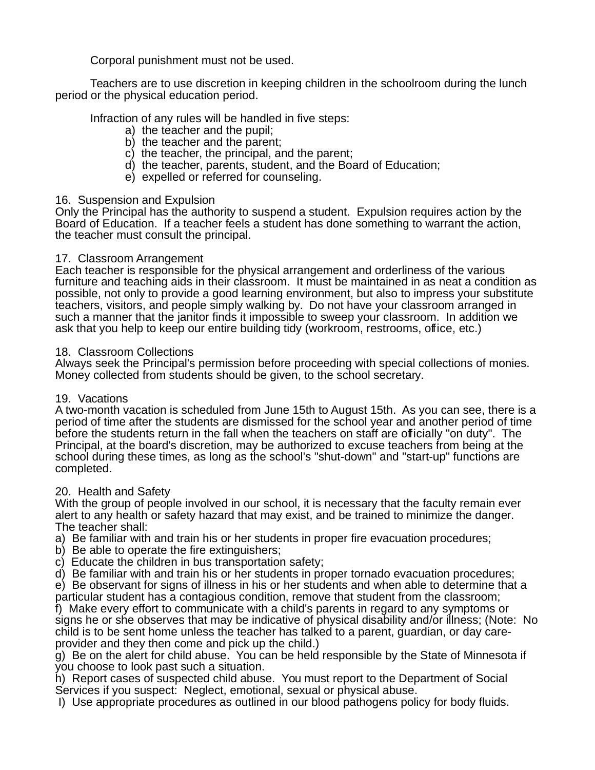Corporal punishment must not be used.

Teachers are to use discretion in keeping children in the schoolroom during the lunch period or the physical education period.

Infraction of any rules will be handled in five steps:

- a) the teacher and the pupil;
- b) the teacher and the parent;
- c) the teacher, the principal, and the parent;
- d) the teacher, parents, student, and the Board of Education;
- e) expelled or referred for counseling.

16. Suspension and Expulsion

Only the Principal has the authority to suspend a student. Expulsion requires action by the Board of Education. If a teacher feels a student has done something to warrant the action, the teacher must consult the principal.

17. Classroom Arrangement

Each teacher is responsible for the physical arrangement and orderliness of the various furniture and teaching aids in their classroom. It must be maintained in as neat a condition as possible, not only to provide a good learning environment, but also to impress your substitute teachers, visitors, and people simply walking by. Do not have your classroom arranged in such a manner that the janitor finds it impossible to sweep your classroom. In addition we ask that you help to keep our entire building tidy (workroom, restrooms, office, etc.)

18. Classroom Collections

Always seek the Principal's permission before proceeding with special collections of monies. Money collected from students should be given, to the school secretary.

19. Vacations

A two-month vacation is scheduled from June 15th to August 15th. As you can see, there is a period of time after the students are dismissed for the school year and another period of time before the students return in the fall when the teachers on staff are officially "on duty". The Principal, at the board's discretion, may be authorized to excuse teachers from being at the school during these times, as long as the school's "shut-down" and "start-up" functions are completed.

20. Health and Safety

With the group of people involved in our school, it is necessary that the faculty remain ever alert to any health or safety hazard that may exist, and be trained to minimize the danger. The teacher shall:

a) Be familiar with and train his or her students in proper fire evacuation procedures;
b) Be able to operate the fire extinguishers;
c) Educate the children in bus transportation safety;
d) Be familiar with and train his or her students in proper tornado evacuation procedures;
e) Be observant for signs of illness in his or her students and when able to determine that a particular student has a contagious condition, remove that student from the classroom;
f) Make every effort to communicate with a child's parents in regard to any symptoms or signs he or she observes that may be indicative of physical disability and/or illness; (Note: No child is to be sent home unless the teacher has talked to a parent, guardian, or day care-provider and they then come and pick up the child.)
g) Be on the alert for child abuse. You can be held responsible by the State of Minnesota if you choose to look past such a situation.
h) Report cases of suspected child abuse. You must report to the Department of Social Services if you suspect: Neglect, emotional, sexual or physical abuse.
I) Use appropriate procedures as outlined in our blood pathogens policy for body fluids.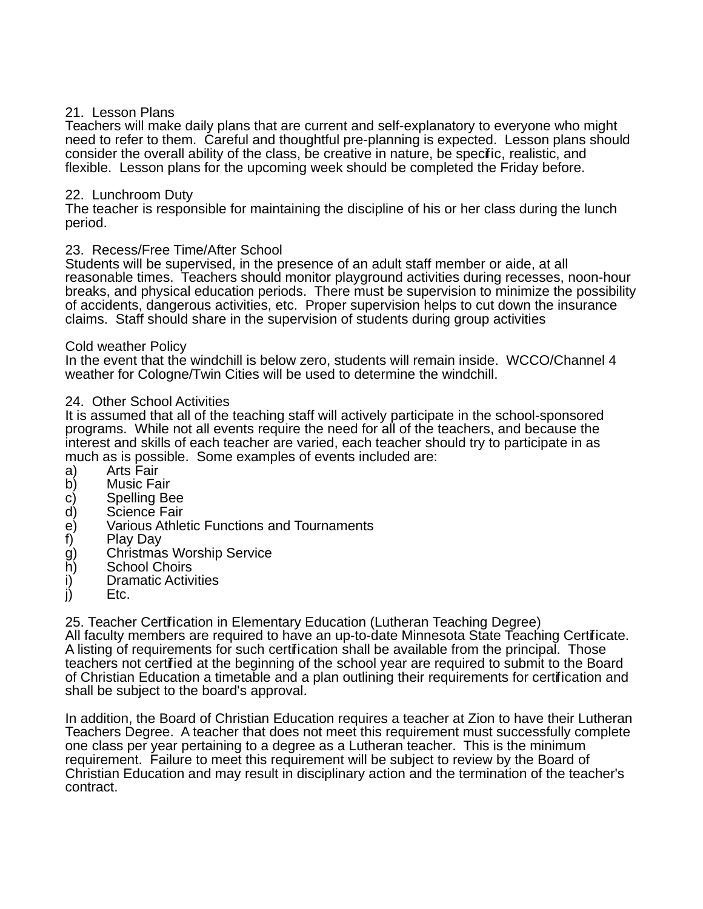21. Lesson Plans

Teachers will make daily plans that are current and self-explanatory to everyone who might need to refer to them. Careful and thoughtful pre-planning is expected. Lesson plans should consider the overall ability of the class, be creative in nature, be specific, realistic, and flexible. Lesson plans for the upcoming week should be completed the Friday before.

22. Lunchroom Duty

The teacher is responsible for maintaining the discipline of his or her class during the lunch period.

23. Recess/Free Time/After School

Students will be supervised, in the presence of an adult staff member or aide, at all reasonable times. Teachers should monitor playground activities during recesses, noon-hour breaks, and physical education periods. There must be supervision to minimize the possibility of accidents, dangerous activities, etc. Proper supervision helps to cut down the insurance claims. Staff should share in the supervision of students during group activities

Cold weather Policy

In the event that the windchill is below zero, students will remain inside. WCCO/Channel 4 weather for Cologne/Twin Cities will be used to determine the windchill.

24. Other School Activities

It is assumed that all of the teaching staff will actively participate in the school-sponsored programs. While not all events require the need for all of the teachers, and because the interest and skills of each teacher are varied, each teacher should try to participate in as much as is possible. Some examples of events included are:

a) Arts Fair
b) Music Fair
c) Spelling Bee
d) Science Fair
e) Various Athletic Functions and Tournaments
f) Play Day
g) Christmas Worship Service
h) School Choirs
i) Dramatic Activities
j) Etc.

25. Teacher Certification in Elementary Education (Lutheran Teaching Degree)

All faculty members are required to have an up-to-date Minnesota State Teaching Certificate. A listing of requirements for such certification shall be available from the principal. Those teachers not certified at the beginning of the school year are required to submit to the Board of Christian Education a timetable and a plan outlining their requirements for certification and shall be subject to the board's approval.

In addition, the Board of Christian Education requires a teacher at Zion to have their Lutheran Teachers Degree. A teacher that does not meet this requirement must successfully complete one class per year pertaining to a degree as a Lutheran teacher. This is the minimum requirement. Failure to meet this requirement will be subject to review by the Board of Christian Education and may result in disciplinary action and the termination of the teacher's contract.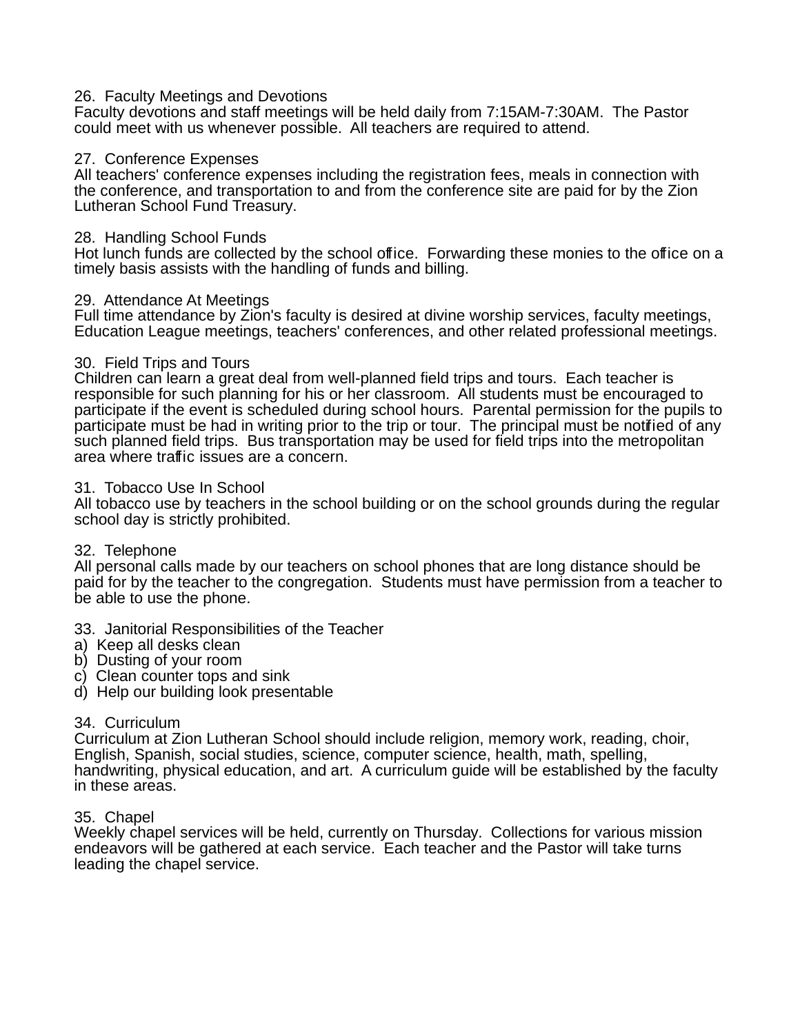26. Faculty Meetings and Devotions
Faculty devotions and staff meetings will be held daily from 7:15AM-7:30AM. The Pastor could meet with us whenever possible. All teachers are required to attend.

27. Conference Expenses
All teachers' conference expenses including the registration fees, meals in connection with the conference, and transportation to and from the conference site are paid for by the Zion Lutheran School Fund Treasury.

28. Handling School Funds
Hot lunch funds are collected by the school office. Forwarding these monies to the office on a timely basis assists with the handling of funds and billing.

29. Attendance At Meetings
Full time attendance by Zion's faculty is desired at divine worship services, faculty meetings, Education League meetings, teachers' conferences, and other related professional meetings.

30. Field Trips and Tours
Children can learn a great deal from well-planned field trips and tours. Each teacher is responsible for such planning for his or her classroom. All students must be encouraged to participate if the event is scheduled during school hours. Parental permission for the pupils to participate must be had in writing prior to the trip or tour. The principal must be notified of any such planned field trips. Bus transportation may be used for field trips into the metropolitan area where traffic issues are a concern.

31. Tobacco Use In School
All tobacco use by teachers in the school building or on the school grounds during the regular school day is strictly prohibited.

32. Telephone
All personal calls made by our teachers on school phones that are long distance should be paid for by the teacher to the congregation. Students must have permission from a teacher to be able to use the phone.

33. Janitorial Responsibilities of the Teacher
a) Keep all desks clean
b) Dusting of your room
c) Clean counter tops and sink
d) Help our building look presentable

34. Curriculum
Curriculum at Zion Lutheran School should include religion, memory work, reading, choir, English, Spanish, social studies, science, computer science, health, math, spelling, handwriting, physical education, and art. A curriculum guide will be established by the faculty in these areas.

35. Chapel
Weekly chapel services will be held, currently on Thursday. Collections for various mission endeavors will be gathered at each service. Each teacher and the Pastor will take turns leading the chapel service.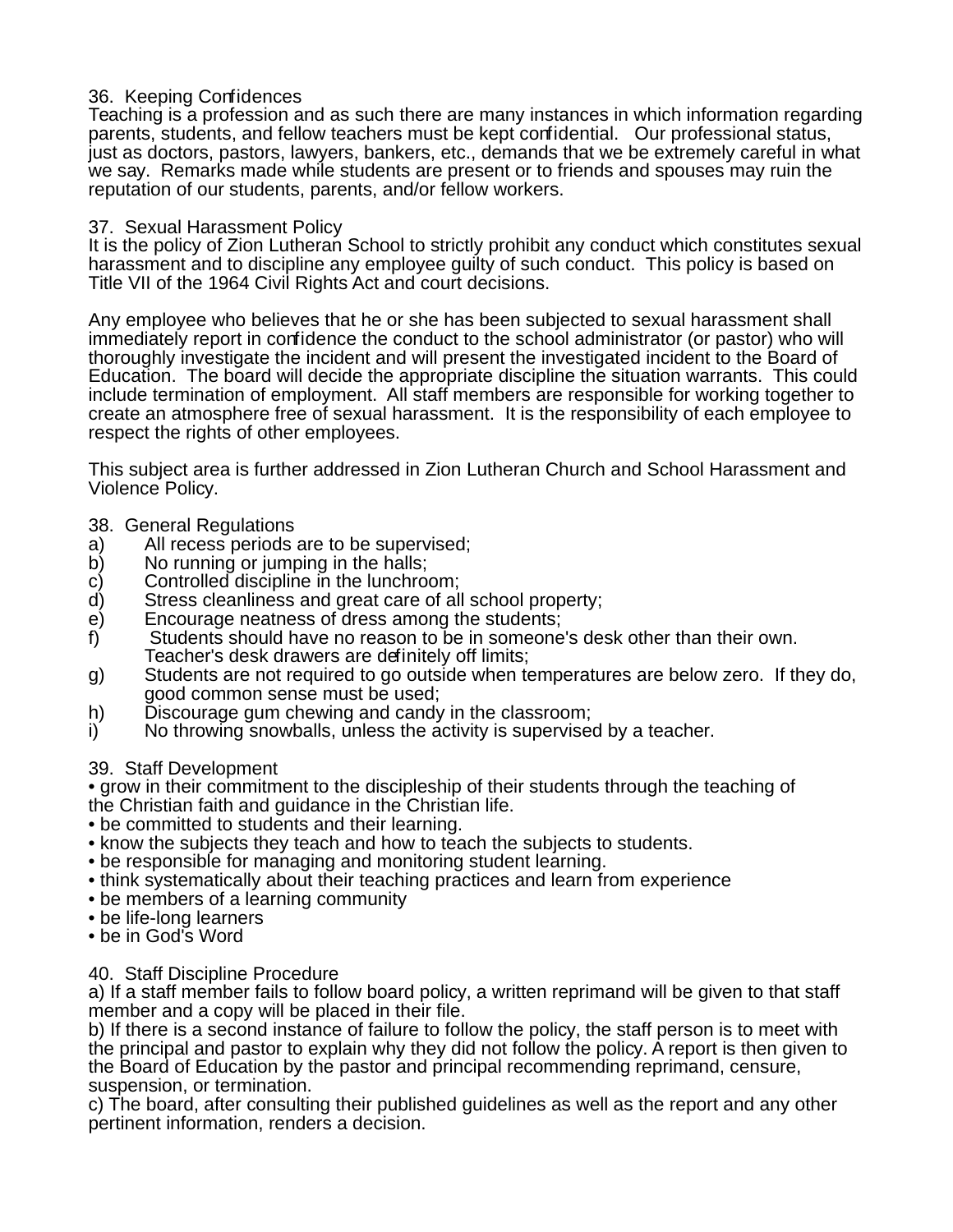36. Keeping Confidences

Teaching is a profession and as such there are many instances in which information regarding parents, students, and fellow teachers must be kept confidential. Our professional status, just as doctors, pastors, lawyers, bankers, etc., demands that we be extremely careful in what we say. Remarks made while students are present or to friends and spouses may ruin the reputation of our students, parents, and/or fellow workers.

37. Sexual Harassment Policy

It is the policy of Zion Lutheran School to strictly prohibit any conduct which constitutes sexual harassment and to discipline any employee guilty of such conduct. This policy is based on Title VII of the 1964 Civil Rights Act and court decisions.

Any employee who believes that he or she has been subjected to sexual harassment shall immediately report in confidence the conduct to the school administrator (or pastor) who will thoroughly investigate the incident and will present the investigated incident to the Board of Education. The board will decide the appropriate discipline the situation warrants. This could include termination of employment. All staff members are responsible for working together to create an atmosphere free of sexual harassment. It is the responsibility of each employee to respect the rights of other employees.

This subject area is further addressed in Zion Lutheran Church and School Harassment and Violence Policy.

38. General Regulations

a) All recess periods are to be supervised;
b) No running or jumping in the halls;
c) Controlled discipline in the lunchroom;
d) Stress cleanliness and great care of all school property;
e) Encourage neatness of dress among the students;
f) Students should have no reason to be in someone's desk other than their own. Teacher's desk drawers are definitely off limits;
g) Students are not required to go outside when temperatures are below zero. If they do, good common sense must be used;
h) Discourage gum chewing and candy in the classroom;
i) No throwing snowballs, unless the activity is supervised by a teacher.

39. Staff Development

- grow in their commitment to the discipleship of their students through the teaching of the Christian faith and guidance in the Christian life.
- be committed to students and their learning.
- know the subjects they teach and how to teach the subjects to students.
- be responsible for managing and monitoring student learning.
- think systematically about their teaching practices and learn from experience
- be members of a learning community
- be life-long learners
- be in God's Word

40. Staff Discipline Procedure

a) If a staff member fails to follow board policy, a written reprimand will be given to that staff member and a copy will be placed in their file.
b) If there is a second instance of failure to follow the policy, the staff person is to meet with the principal and pastor to explain why they did not follow the policy. A report is then given to the Board of Education by the pastor and principal recommending reprimand, censure, suspension, or termination.
c) The board, after consulting their published guidelines as well as the report and any other pertinent information, renders a decision.